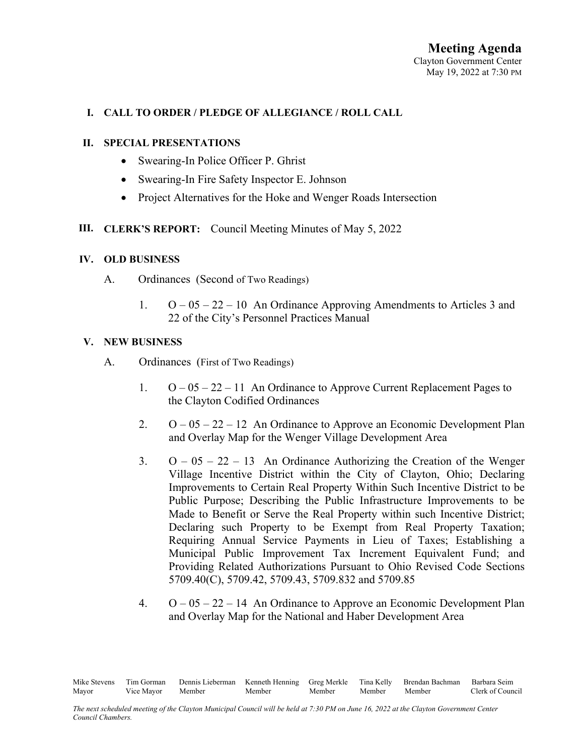# Meeting Agenda

Clayton Government Center
May 19, 2022 at 7:30 PM

## I. CALL TO ORDER / PLEDGE OF ALLEGIANCE / ROLL CALL

## II. SPECIAL PRESENTATIONS

- Swearing-In Police Officer P. Ghrist
- Swearing-In Fire Safety Inspector E. Johnson
- Project Alternatives for the Hoke and Wenger Roads Intersection

## III. CLERK'S REPORT: Council Meeting Minutes of May 5, 2022

## IV. OLD BUSINESS

A. Ordinances (Second of Two Readings)

1. O – 05 – 22 – 10 An Ordinance Approving Amendments to Articles 3 and 22 of the City's Personnel Practices Manual

## V. NEW BUSINESS

A. Ordinances (First of Two Readings)

1. O – 05 – 22 – 11 An Ordinance to Approve Current Replacement Pages to the Clayton Codified Ordinances
2. O – 05 – 22 – 12 An Ordinance to Approve an Economic Development Plan and Overlay Map for the Wenger Village Development Area
3. O – 05 – 22 – 13 An Ordinance Authorizing the Creation of the Wenger Village Incentive District within the City of Clayton, Ohio; Declaring Improvements to Certain Real Property Within Such Incentive District to be Public Purpose; Describing the Public Infrastructure Improvements to be Made to Benefit or Serve the Real Property within such Incentive District; Declaring such Property to be Exempt from Real Property Taxation; Requiring Annual Service Payments in Lieu of Taxes; Establishing a Municipal Public Improvement Tax Increment Equivalent Fund; and Providing Related Authorizations Pursuant to Ohio Revised Code Sections 5709.40(C), 5709.42, 5709.43, 5709.832 and 5709.85
4. O – 05 – 22 – 14 An Ordinance to Approve an Economic Development Plan and Overlay Map for the National and Haber Development Area

| Mike Stevens | Tim Gorman | Dennis Lieberman | Kenneth Henning | Greg Merkle | Tina Kelly | Brendan Bachman | Barbara Seim |
|---|---|---|---|---|---|---|---|
| Mayor | Vice Mayor | Member | Member | Member | Member | Member | Clerk of Council |

*The next scheduled meeting of the Clayton Municipal Council will be held at 7:30 PM on June 16, 2022 at the Clayton Government Center Council Chambers.*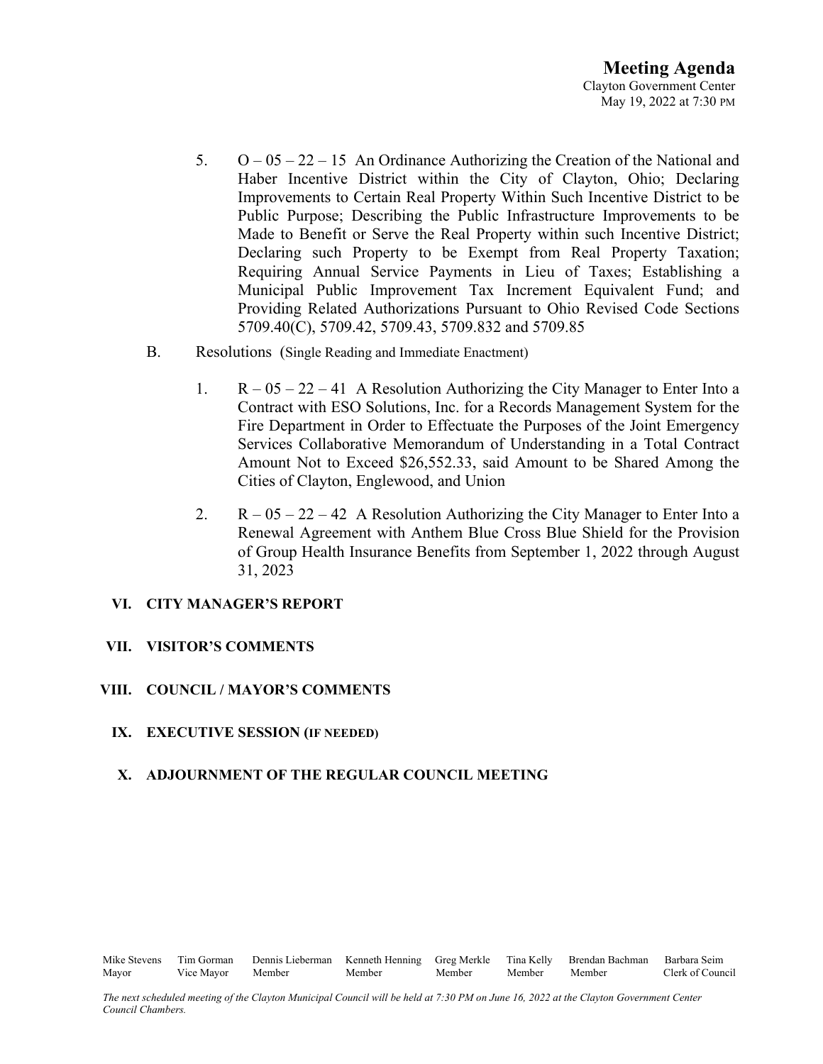5. O – 05 – 22 – 15 An Ordinance Authorizing the Creation of the National and Haber Incentive District within the City of Clayton, Ohio; Declaring Improvements to Certain Real Property Within Such Incentive District to be Public Purpose; Describing the Public Infrastructure Improvements to be Made to Benefit or Serve the Real Property within such Incentive District; Declaring such Property to be Exempt from Real Property Taxation; Requiring Annual Service Payments in Lieu of Taxes; Establishing a Municipal Public Improvement Tax Increment Equivalent Fund; and Providing Related Authorizations Pursuant to Ohio Revised Code Sections 5709.40(C), 5709.42, 5709.43, 5709.832 and 5709.85

B. Resolutions (Single Reading and Immediate Enactment)

1. R – 05 – 22 – 41 A Resolution Authorizing the City Manager to Enter Into a Contract with ESO Solutions, Inc. for a Records Management System for the Fire Department in Order to Effectuate the Purposes of the Joint Emergency Services Collaborative Memorandum of Understanding in a Total Contract Amount Not to Exceed $26,552.33, said Amount to be Shared Among the Cities of Clayton, Englewood, and Union

2. R – 05 – 22 – 42 A Resolution Authorizing the City Manager to Enter Into a Renewal Agreement with Anthem Blue Cross Blue Shield for the Provision of Group Health Insurance Benefits from September 1, 2022 through August 31, 2023

## VI. CITY MANAGER'S REPORT

## VII. VISITOR'S COMMENTS

## VIII. COUNCIL / MAYOR'S COMMENTS

## IX. EXECUTIVE SESSION (IF NEEDED)

## X. ADJOURNMENT OF THE REGULAR COUNCIL MEETING

| Mike Stevens | Tim Gorman | Dennis Lieberman | Kenneth Henning | Greg Merkle | Tina Kelly | Brendan Bachman | Barbara Seim |
|---|---|---|---|---|---|---|---|
| Mayor | Vice Mayor | Member | Member | Member | Member | Member | Clerk of Council |

*The next scheduled meeting of the Clayton Municipal Council will be held at 7:30 PM on June 16, 2022 at the Clayton Government Center Council Chambers.*